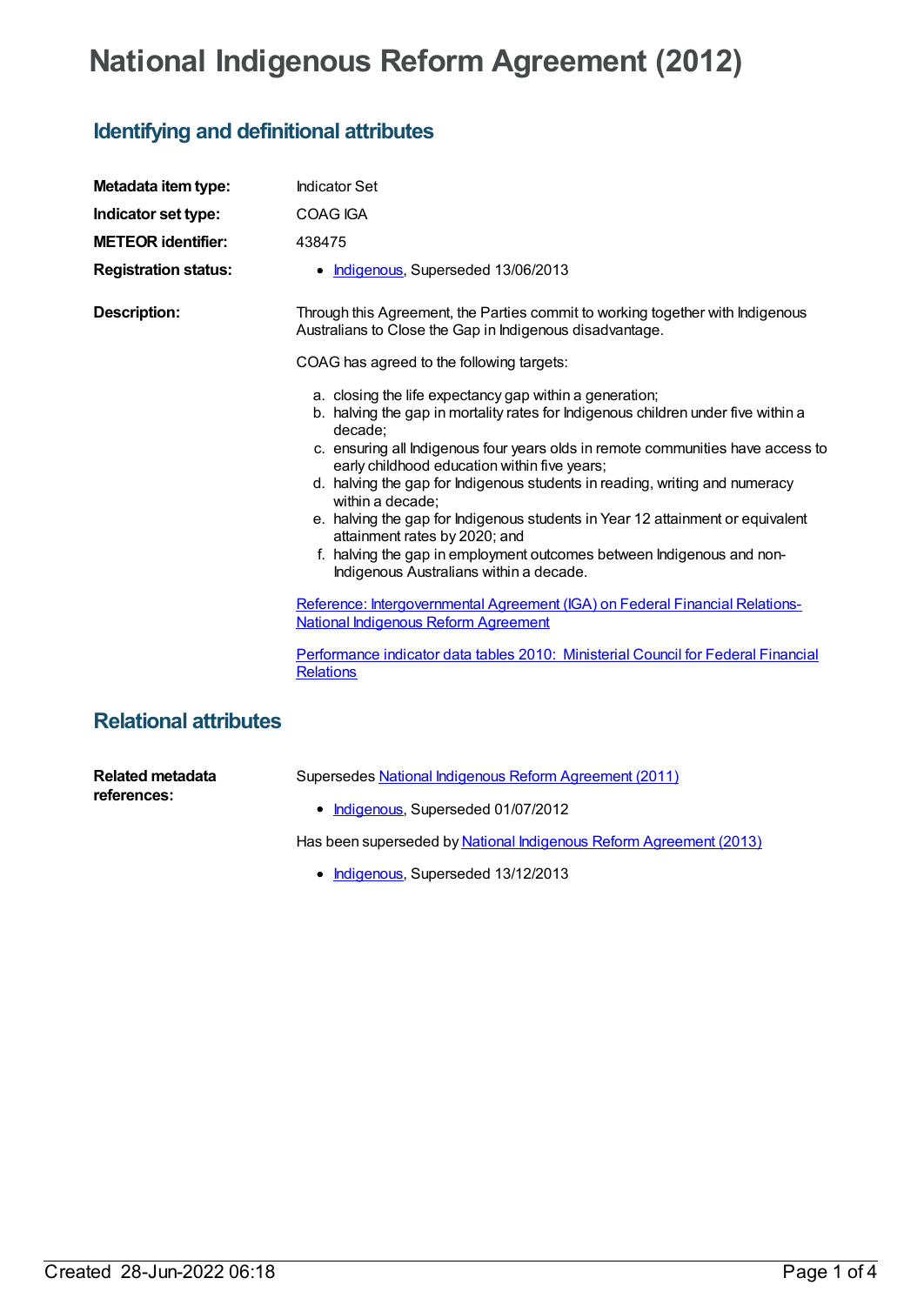# National Indigenous Reform Agreement (2012)

## Identifying and definitional attributes

**Metadata item type:** Indicator Set

**Indicator set type:** COAG IGA

**METEOR identifier:** 438475

**Registration status:**

- Indigenous, Superseded 13/06/2013

**Description:**

Through this Agreement, the Parties commit to working together with Indigenous Australians to Close the Gap in Indigenous disadvantage.

COAG has agreed to the following targets:

a. closing the life expectancy gap within a generation;
b. halving the gap in mortality rates for Indigenous children under five within a decade;
c. ensuring all Indigenous four years olds in remote communities have access to early childhood education within five years;
d. halving the gap for Indigenous students in reading, writing and numeracy within a decade;
e. halving the gap for Indigenous students in Year 12 attainment or equivalent attainment rates by 2020; and
f. halving the gap in employment outcomes between Indigenous and non-Indigenous Australians within a decade.

Reference: Intergovernmental Agreement (IGA) on Federal Financial Relations-National Indigenous Reform Agreement

Performance indicator data tables 2010: Ministerial Council for Federal Financial Relations

## Relational attributes

**Related metadata references:**

Supersedes National Indigenous Reform Agreement (2011)

- Indigenous, Superseded 01/07/2012

Has been superseded by National Indigenous Reform Agreement (2013)

- Indigenous, Superseded 13/12/2013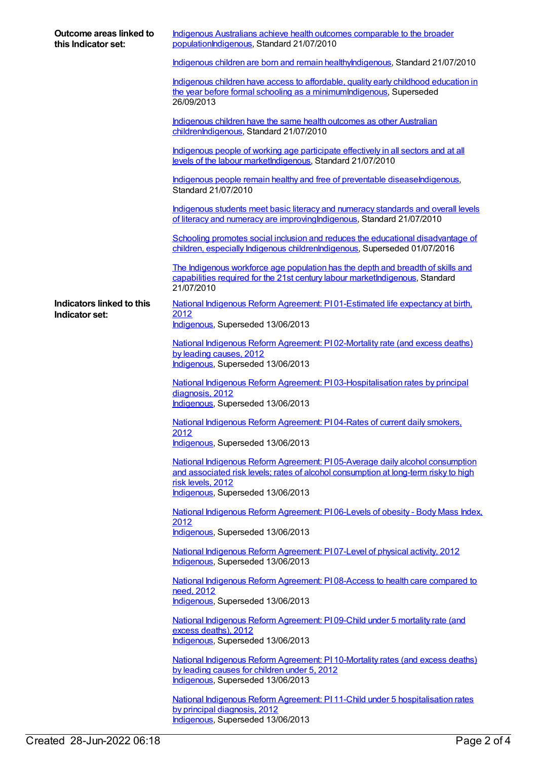**Outcome areas linked to this Indicator set:**

Indigenous Australians achieve health outcomes comparable to the broader populationIndigenous, Standard 21/07/2010

Indigenous children are born and remain healthyIndigenous, Standard 21/07/2010

Indigenous children have access to affordable, quality early childhood education in the year before formal schooling as a minimumIndigenous, Superseded 26/09/2013

Indigenous children have the same health outcomes as other Australian childrenIndigenous, Standard 21/07/2010

Indigenous people of working age participate effectively in all sectors and at all levels of the labour marketIndigenous, Standard 21/07/2010

Indigenous people remain healthy and free of preventable diseaseIndigenous, Standard 21/07/2010

Indigenous students meet basic literacy and numeracy standards and overall levels of literacy and numeracy are improvingIndigenous, Standard 21/07/2010

Schooling promotes social inclusion and reduces the educational disadvantage of children, especially Indigenous childrenIndigenous, Superseded 01/07/2016

The Indigenous workforce age population has the depth and breadth of skills and capabilities required for the 21st century labour marketIndigenous, Standard 21/07/2010

**Indicators linked to this Indicator set:**

National Indigenous Reform Agreement: PI 01-Estimated life expectancy at birth, 2012
Indigenous, Superseded 13/06/2013

National Indigenous Reform Agreement: PI 02-Mortality rate (and excess deaths) by leading causes, 2012
Indigenous, Superseded 13/06/2013

National Indigenous Reform Agreement: PI 03-Hospitalisation rates by principal diagnosis, 2012
Indigenous, Superseded 13/06/2013

National Indigenous Reform Agreement: PI 04-Rates of current daily smokers, 2012
Indigenous, Superseded 13/06/2013

National Indigenous Reform Agreement: PI 05-Average daily alcohol consumption and associated risk levels; rates of alcohol consumption at long-term risky to high risk levels, 2012
Indigenous, Superseded 13/06/2013

National Indigenous Reform Agreement: PI 06-Levels of obesity - Body Mass Index, 2012
Indigenous, Superseded 13/06/2013

National Indigenous Reform Agreement: PI 07-Level of physical activity, 2012
Indigenous, Superseded 13/06/2013

National Indigenous Reform Agreement: PI 08-Access to health care compared to need, 2012
Indigenous, Superseded 13/06/2013

National Indigenous Reform Agreement: PI 09-Child under 5 mortality rate (and excess deaths), 2012
Indigenous, Superseded 13/06/2013

National Indigenous Reform Agreement: PI 10-Mortality rates (and excess deaths) by leading causes for children under 5, 2012
Indigenous, Superseded 13/06/2013

National Indigenous Reform Agreement: PI 11-Child under 5 hospitalisation rates by principal diagnosis, 2012
Indigenous, Superseded 13/06/2013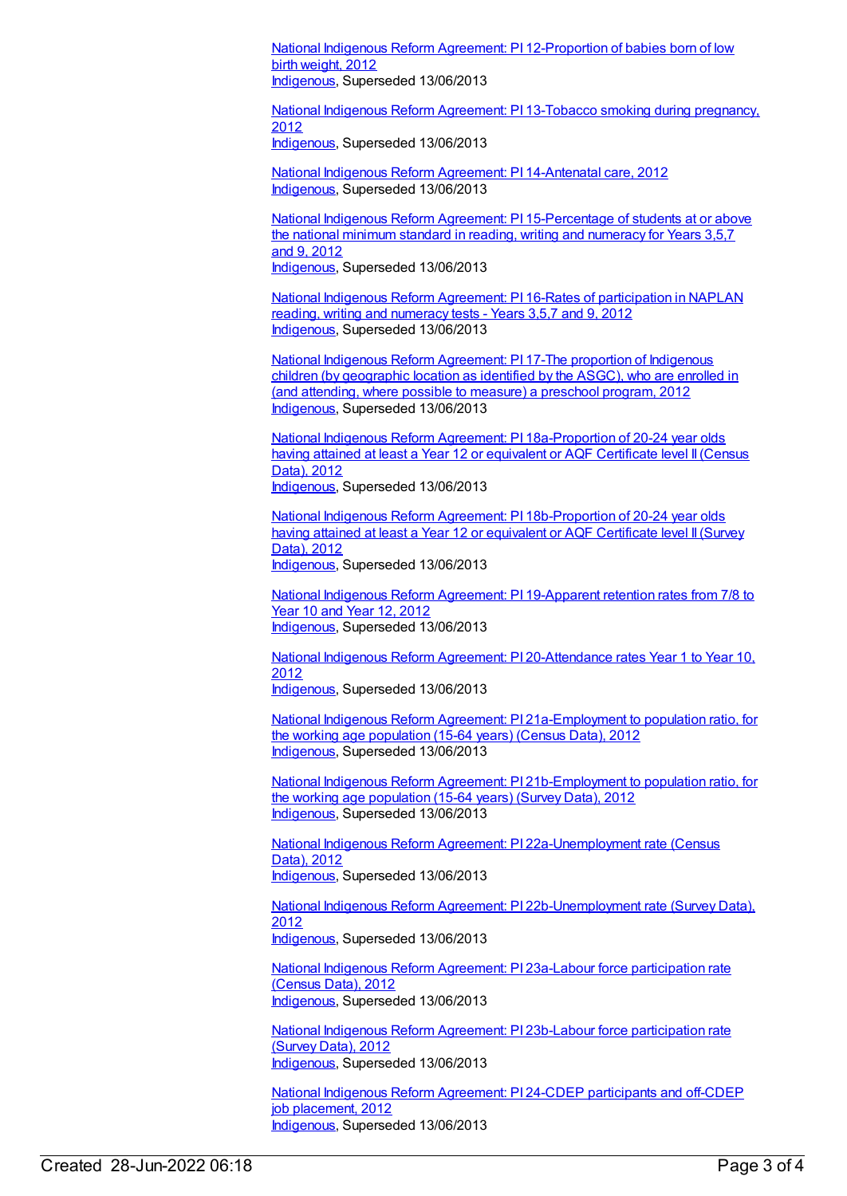[National Indigenous Reform Agreement: PI 12-Proportion of babies born of low birth weight, 2012](#)
[Indigenous](#), Superseded 13/06/2013

[National Indigenous Reform Agreement: PI 13-Tobacco smoking during pregnancy, 2012](#)
[Indigenous](#), Superseded 13/06/2013

[National Indigenous Reform Agreement: PI 14-Antenatal care, 2012](#)
[Indigenous](#), Superseded 13/06/2013

[National Indigenous Reform Agreement: PI 15-Percentage of students at or above the national minimum standard in reading, writing and numeracy for Years 3,5,7 and 9, 2012](#)
[Indigenous](#), Superseded 13/06/2013

[National Indigenous Reform Agreement: PI 16-Rates of participation in NAPLAN reading, writing and numeracy tests - Years 3,5,7 and 9, 2012](#)
[Indigenous](#), Superseded 13/06/2013

[National Indigenous Reform Agreement: PI 17-The proportion of Indigenous children (by geographic location as identified by the ASGC), who are enrolled in (and attending, where possible to measure) a preschool program, 2012](#)
[Indigenous](#), Superseded 13/06/2013

[National Indigenous Reform Agreement: PI 18a-Proportion of 20-24 year olds having attained at least a Year 12 or equivalent or AQF Certificate level II (Census Data), 2012](#)
[Indigenous](#), Superseded 13/06/2013

[National Indigenous Reform Agreement: PI 18b-Proportion of 20-24 year olds having attained at least a Year 12 or equivalent or AQF Certificate level II (Survey Data), 2012](#)
[Indigenous](#), Superseded 13/06/2013

[National Indigenous Reform Agreement: PI 19-Apparent retention rates from 7/8 to Year 10 and Year 12, 2012](#)
[Indigenous](#), Superseded 13/06/2013

[National Indigenous Reform Agreement: PI 20-Attendance rates Year 1 to Year 10, 2012](#)
[Indigenous](#), Superseded 13/06/2013

[National Indigenous Reform Agreement: PI 21a-Employment to population ratio, for the working age population (15-64 years) (Census Data), 2012](#)
[Indigenous](#), Superseded 13/06/2013

[National Indigenous Reform Agreement: PI 21b-Employment to population ratio, for the working age population (15-64 years) (Survey Data), 2012](#)
[Indigenous](#), Superseded 13/06/2013

[National Indigenous Reform Agreement: PI 22a-Unemployment rate (Census Data), 2012](#)
[Indigenous](#), Superseded 13/06/2013

[National Indigenous Reform Agreement: PI 22b-Unemployment rate (Survey Data), 2012](#)
[Indigenous](#), Superseded 13/06/2013

[National Indigenous Reform Agreement: PI 23a-Labour force participation rate (Census Data), 2012](#)
[Indigenous](#), Superseded 13/06/2013

[National Indigenous Reform Agreement: PI 23b-Labour force participation rate (Survey Data), 2012](#)
[Indigenous](#), Superseded 13/06/2013

[National Indigenous Reform Agreement: PI 24-CDEP participants and off-CDEP job placement, 2012](#)
[Indigenous](#), Superseded 13/06/2013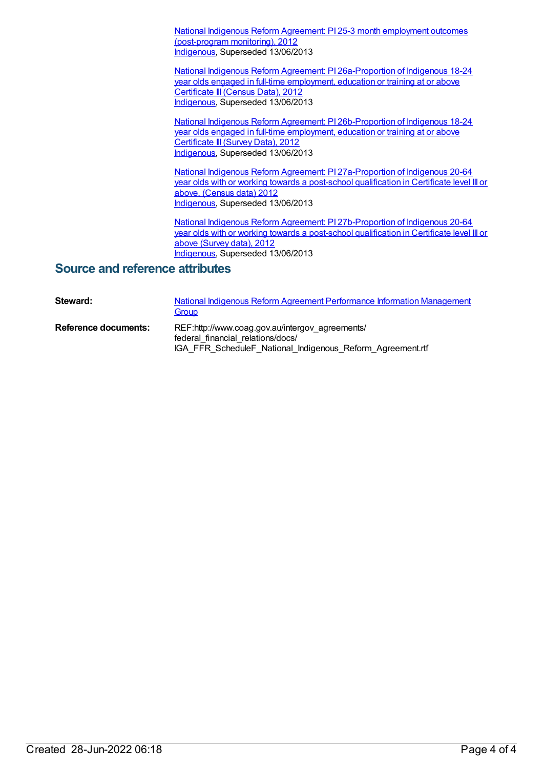National Indigenous Reform Agreement: PI 25-3 month employment outcomes (post-program monitoring), 2012
Indigenous, Superseded 13/06/2013

National Indigenous Reform Agreement: PI 26a-Proportion of Indigenous 18-24 year olds engaged in full-time employment, education or training at or above Certificate III (Census Data), 2012
Indigenous, Superseded 13/06/2013

National Indigenous Reform Agreement: PI 26b-Proportion of Indigenous 18-24 year olds engaged in full-time employment, education or training at or above Certificate III (Survey Data), 2012
Indigenous, Superseded 13/06/2013

National Indigenous Reform Agreement: PI 27a-Proportion of Indigenous 20-64 year olds with or working towards a post-school qualification in Certificate level III or above, (Census data) 2012
Indigenous, Superseded 13/06/2013

National Indigenous Reform Agreement: PI 27b-Proportion of Indigenous 20-64 year olds with or working towards a post-school qualification in Certificate level III or above (Survey data), 2012
Indigenous, Superseded 13/06/2013

## Source and reference attributes

**Steward:** National Indigenous Reform Agreement Performance Information Management Group

**Reference documents:** REF:http://www.coag.gov.au/intergov_agreements/federal_financial_relations/docs/IGA_FFR_ScheduleF_National_Indigenous_Reform_Agreement.rtf